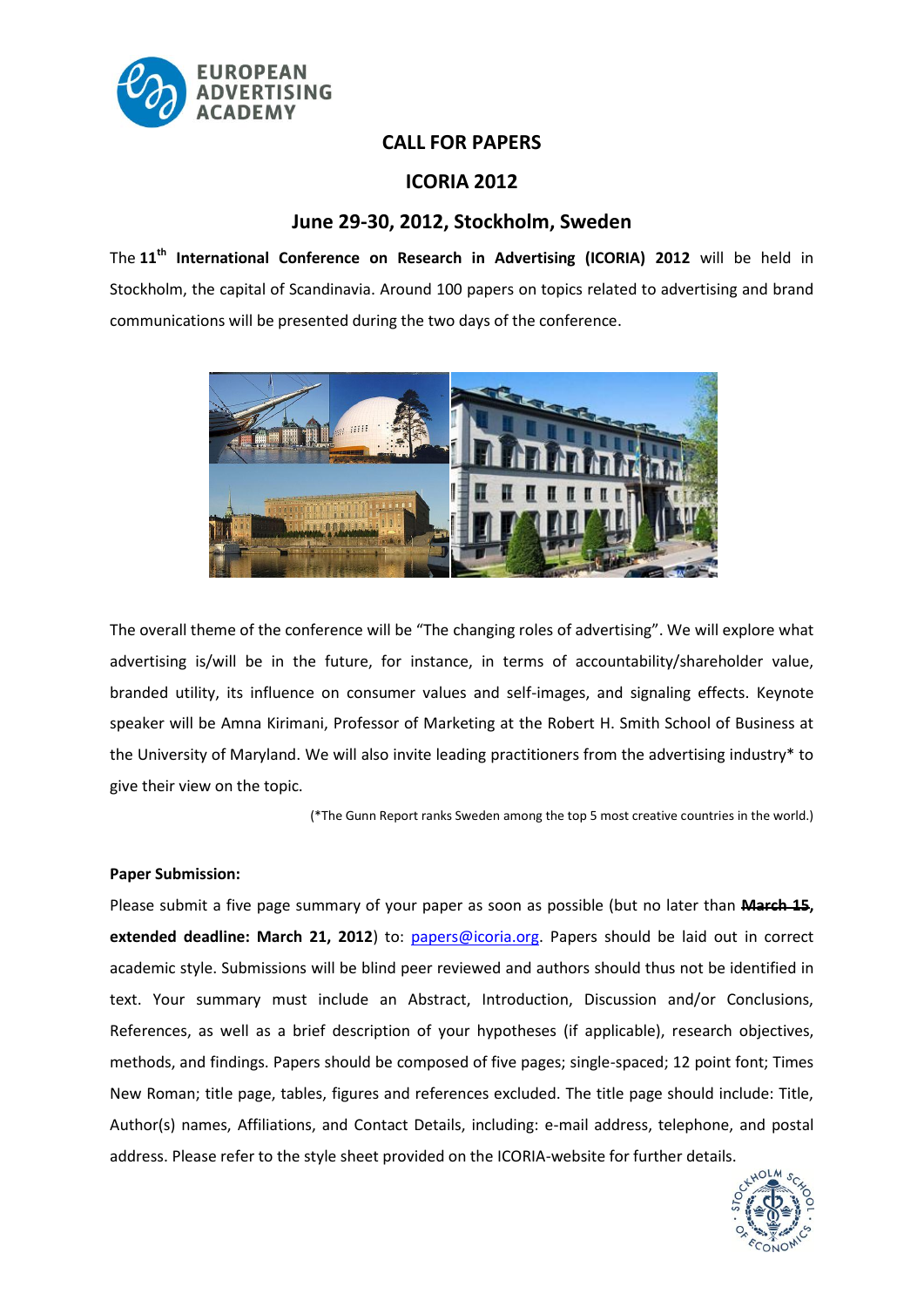# CALL FOR PAPERS

## ICORIA 2012

## June 29-30, 2012, Stockholm, Sweden

The **11th International Conference on Research in Advertising (ICORIA) 2012** will be held in Stockholm, the capital of Scandinavia. Around 100 papers on topics related to advertising and brand communications will be presented during the two days of the conference.

The overall theme of the conference will be "The changing roles of advertising". We will explore what advertising is/will be in the future, for instance, in terms of accountability/shareholder value, branded utility, its influence on consumer values and self-images, and signaling effects. Keynote speaker will be Amna Kirimani, Professor of Marketing at the Robert H. Smith School of Business at the University of Maryland. We will also invite leading practitioners from the advertising industry* to give their view on the topic.

(*The Gunn Report ranks Sweden among the top 5 most creative countries in the world.)

**Paper Submission:**

Please submit a five page summary of your paper as soon as possible (but no later than ~~**March 15**~~, **extended deadline: March 21, 2012**) to: papers@icoria.org. Papers should be laid out in correct academic style. Submissions will be blind peer reviewed and authors should thus not be identified in text. Your summary must include an Abstract, Introduction, Discussion and/or Conclusions, References, as well as a brief description of your hypotheses (if applicable), research objectives, methods, and findings. Papers should be composed of five pages; single-spaced; 12 point font; Times New Roman; title page, tables, figures and references excluded. The title page should include: Title, Author(s) names, Affiliations, and Contact Details, including: e-mail address, telephone, and postal address. Please refer to the style sheet provided on the ICORIA-website for further details.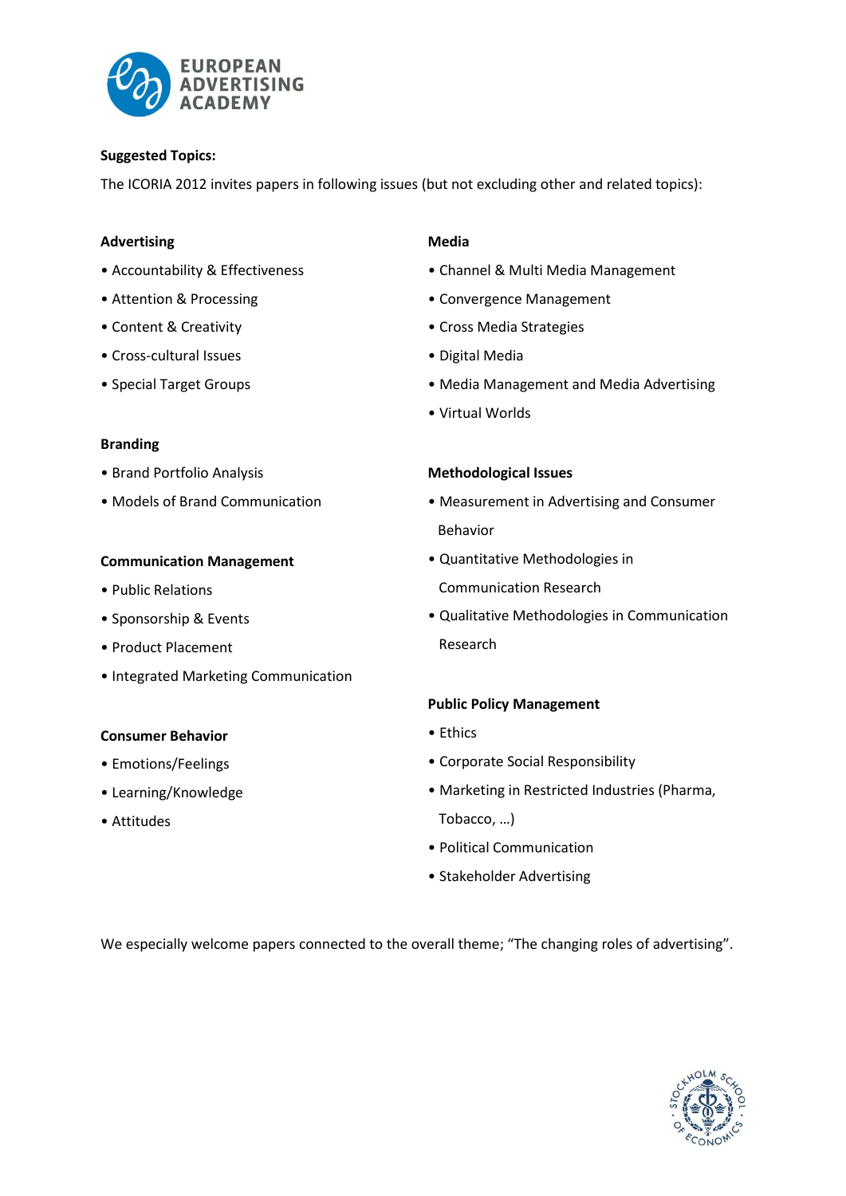**Suggested Topics:**

The ICORIA 2012 invites papers in following issues (but not excluding other and related topics):

**Advertising**

- Accountability & Effectiveness
- Attention & Processing
- Content & Creativity
- Cross-cultural Issues
- Special Target Groups

**Branding**

- Brand Portfolio Analysis
- Models of Brand Communication

**Communication Management**

- Public Relations
- Sponsorship & Events
- Product Placement
- Integrated Marketing Communication

**Consumer Behavior**

- Emotions/Feelings
- Learning/Knowledge
- Attitudes

**Media**

- Channel & Multi Media Management
- Convergence Management
- Cross Media Strategies
- Digital Media
- Media Management and Media Advertising
- Virtual Worlds

**Methodological Issues**

- Measurement in Advertising and Consumer Behavior
- Quantitative Methodologies in Communication Research
- Qualitative Methodologies in Communication Research

**Public Policy Management**

- Ethics
- Corporate Social Responsibility
- Marketing in Restricted Industries (Pharma, Tobacco, …)
- Political Communication
- Stakeholder Advertising

We especially welcome papers connected to the overall theme; "The changing roles of advertising".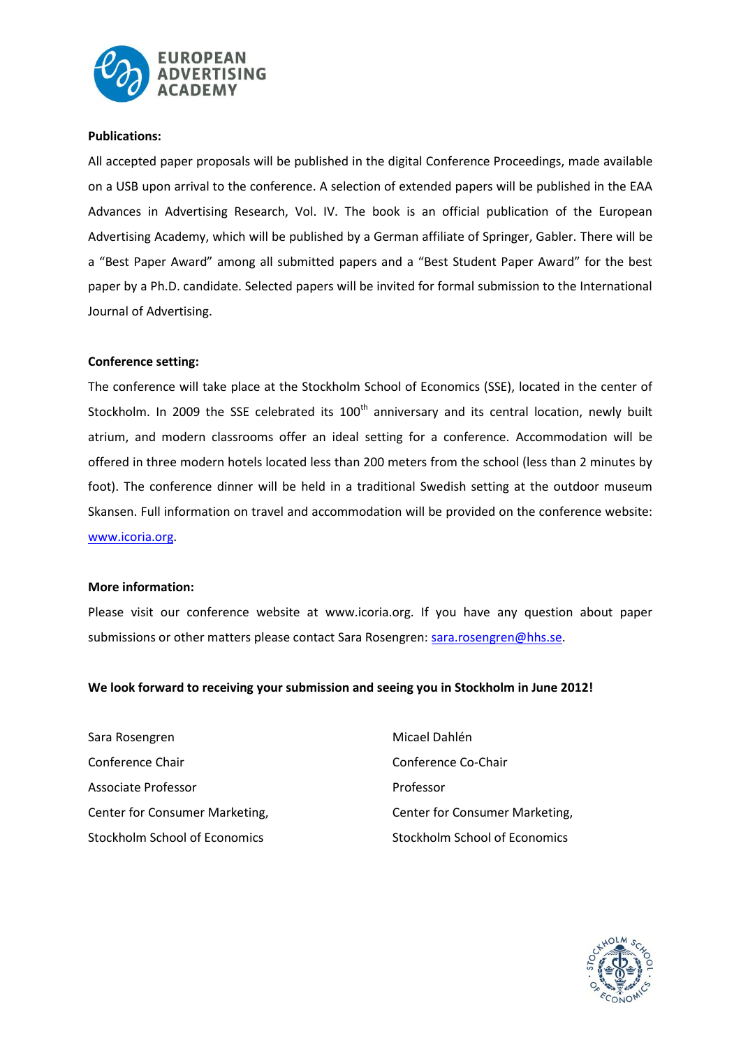**Publications:**

All accepted paper proposals will be published in the digital Conference Proceedings, made available on a USB upon arrival to the conference. A selection of extended papers will be published in the EAA Advances in Advertising Research, Vol. IV. The book is an official publication of the European Advertising Academy, which will be published by a German affiliate of Springer, Gabler. There will be a "Best Paper Award" among all submitted papers and a "Best Student Paper Award" for the best paper by a Ph.D. candidate. Selected papers will be invited for formal submission to the International Journal of Advertising.

**Conference setting:**

The conference will take place at the Stockholm School of Economics (SSE), located in the center of Stockholm. In 2009 the SSE celebrated its 100th anniversary and its central location, newly built atrium, and modern classrooms offer an ideal setting for a conference. Accommodation will be offered in three modern hotels located less than 200 meters from the school (less than 2 minutes by foot). The conference dinner will be held in a traditional Swedish setting at the outdoor museum Skansen. Full information on travel and accommodation will be provided on the conference website: www.icoria.org.

**More information:**

Please visit our conference website at www.icoria.org. If you have any question about paper submissions or other matters please contact Sara Rosengren: sara.rosengren@hhs.se.

**We look forward to receiving your submission and seeing you in Stockholm in June 2012!**

Sara Rosengren
Conference Chair
Associate Professor
Center for Consumer Marketing,
Stockholm School of Economics

Micael Dahlén
Conference Co-Chair
Professor
Center for Consumer Marketing,
Stockholm School of Economics